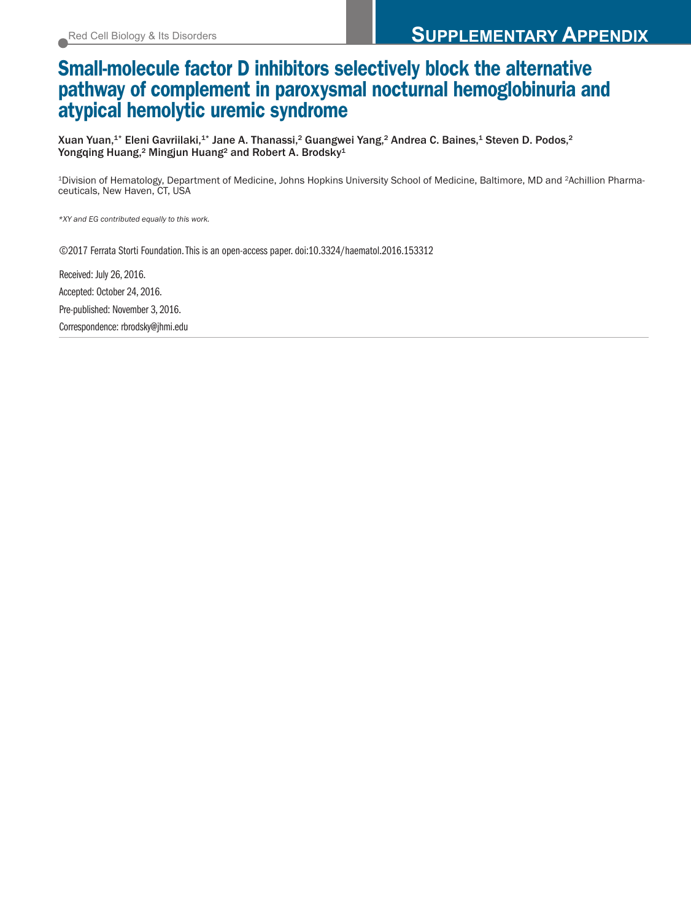Red Cell Biology & Its Disorders

# SUPPLEMENTARY APPENDIX

# Small-molecule factor D inhibitors selectively block the alternative pathway of complement in paroxysmal nocturnal hemoglobinuria and atypical hemolytic uremic syndrome

Xuan Yuan,[1*] Eleni Gavriilaki,[1*] Jane A. Thanassi,[2] Guangwei Yang,[2] Andrea C. Baines,[1] Steven D. Podos,[2] Yongqing Huang,[2] Mingjun Huang[2] and Robert A. Brodsky[1]

[1]Division of Hematology, Department of Medicine, Johns Hopkins University School of Medicine, Baltimore, MD and [2]Achillion Pharmaceuticals, New Haven, CT, USA

*\*XY and EG contributed equally to this work.*

©2017 Ferrata Storti Foundation. This is an open-access paper. doi:10.3324/haematol.2016.153312

Received: July 26, 2016.

Accepted: October 24, 2016.

Pre-published: November 3, 2016.

Correspondence: rbrodsky@jhmi.edu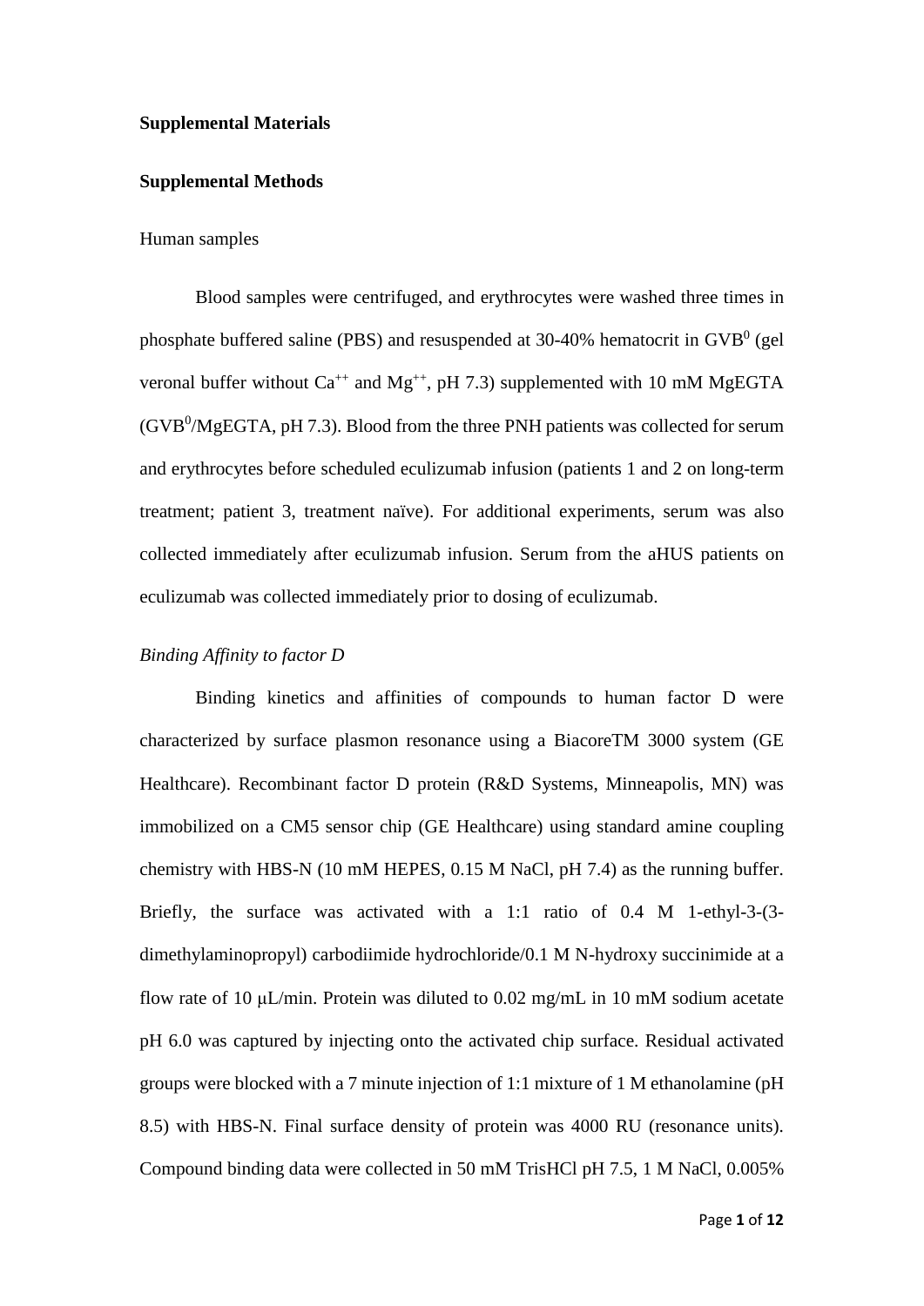**Supplemental Materials**

**Supplemental Methods**

Human samples

Blood samples were centrifuged, and erythrocytes were washed three times in phosphate buffered saline (PBS) and resuspended at 30-40% hematocrit in $GVB^0$ (gel veronal buffer without $Ca^{++}$ and $Mg^{++}$, pH 7.3) supplemented with 10 mM MgEGTA ($GVB^0$/MgEGTA, pH 7.3). Blood from the three PNH patients was collected for serum and erythrocytes before scheduled eculizumab infusion (patients 1 and 2 on long-term treatment; patient 3, treatment naïve). For additional experiments, serum was also collected immediately after eculizumab infusion. Serum from the aHUS patients on eculizumab was collected immediately prior to dosing of eculizumab.

*Binding Affinity to factor D*

Binding kinetics and affinities of compounds to human factor D were characterized by surface plasmon resonance using a BiacoreTM 3000 system (GE Healthcare). Recombinant factor D protein (R&D Systems, Minneapolis, MN) was immobilized on a CM5 sensor chip (GE Healthcare) using standard amine coupling chemistry with HBS-N (10 mM HEPES, 0.15 M NaCl, pH 7.4) as the running buffer. Briefly, the surface was activated with a 1:1 ratio of 0.4 M 1-ethyl-3-(3-dimethylaminopropyl) carbodiimide hydrochloride/0.1 M N-hydroxy succinimide at a flow rate of 10 μL/min. Protein was diluted to 0.02 mg/mL in 10 mM sodium acetate pH 6.0 was captured by injecting onto the activated chip surface. Residual activated groups were blocked with a 7 minute injection of 1:1 mixture of 1 M ethanolamine (pH 8.5) with HBS-N. Final surface density of protein was 4000 RU (resonance units). Compound binding data were collected in 50 mM TrisHCl pH 7.5, 1 M NaCl, 0.005%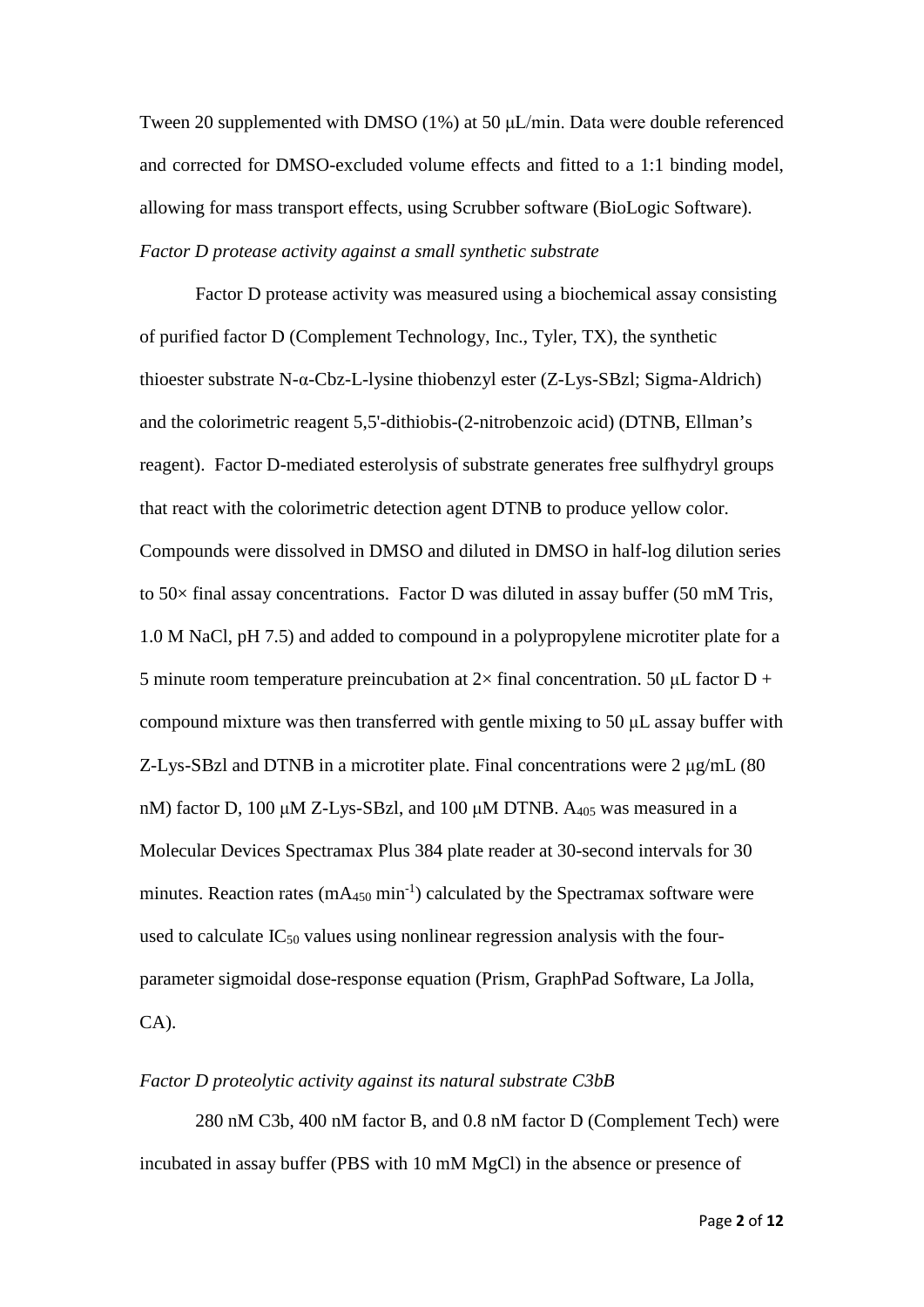Tween 20 supplemented with DMSO (1%) at 50 μL/min. Data were double referenced and corrected for DMSO-excluded volume effects and fitted to a 1:1 binding model, allowing for mass transport effects, using Scrubber software (BioLogic Software).

*Factor D protease activity against a small synthetic substrate*

Factor D protease activity was measured using a biochemical assay consisting of purified factor D (Complement Technology, Inc., Tyler, TX), the synthetic thioester substrate N-α-Cbz-L-lysine thiobenzyl ester (Z-Lys-SBzl; Sigma-Aldrich) and the colorimetric reagent 5,5'-dithiobis-(2-nitrobenzoic acid) (DTNB, Ellman's reagent). Factor D-mediated esterolysis of substrate generates free sulfhydryl groups that react with the colorimetric detection agent DTNB to produce yellow color. Compounds were dissolved in DMSO and diluted in DMSO in half-log dilution series to 50× final assay concentrations. Factor D was diluted in assay buffer (50 mM Tris, 1.0 M NaCl, pH 7.5) and added to compound in a polypropylene microtiter plate for a 5 minute room temperature preincubation at 2× final concentration. 50 μL factor D + compound mixture was then transferred with gentle mixing to 50 μL assay buffer with Z-Lys-SBzl and DTNB in a microtiter plate. Final concentrations were 2 μg/mL (80 nM) factor D, 100 μM Z-Lys-SBzl, and 100 μM DTNB. $A_{405}$ was measured in a Molecular Devices Spectramax Plus 384 plate reader at 30-second intervals for 30 minutes. Reaction rates ($mA_{450}$ $min^{-1}$) calculated by the Spectramax software were used to calculate $IC_{50}$ values using nonlinear regression analysis with the four-parameter sigmoidal dose-response equation (Prism, GraphPad Software, La Jolla, CA).

*Factor D proteolytic activity against its natural substrate C3bB*

280 nM C3b, 400 nM factor B, and 0.8 nM factor D (Complement Tech) were incubated in assay buffer (PBS with 10 mM MgCl) in the absence or presence of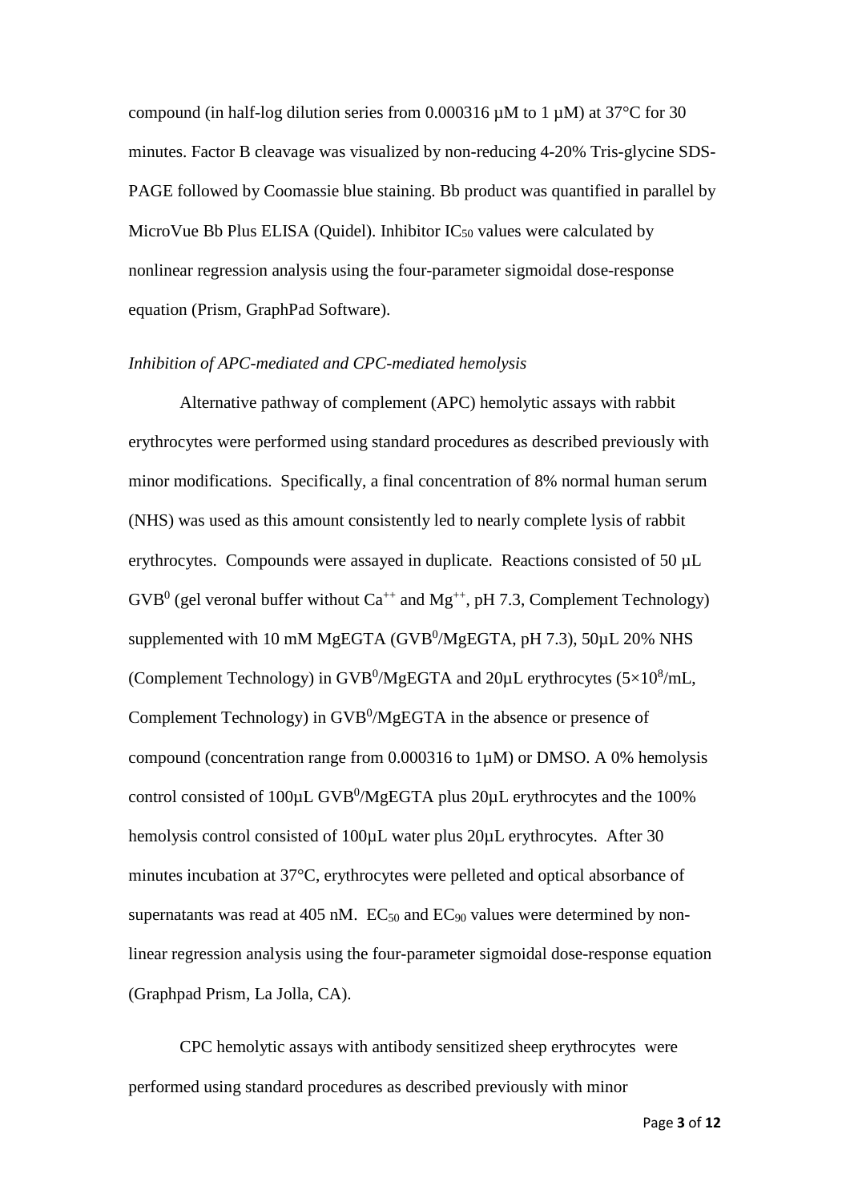compound (in half-log dilution series from 0.000316 µM to 1 µM) at 37°C for 30 minutes. Factor B cleavage was visualized by non-reducing 4-20% Tris-glycine SDS-PAGE followed by Coomassie blue staining. Bb product was quantified in parallel by MicroVue Bb Plus ELISA (Quidel). Inhibitor $IC_{50}$ values were calculated by nonlinear regression analysis using the four-parameter sigmoidal dose-response equation (Prism, GraphPad Software).

*Inhibition of APC-mediated and CPC-mediated hemolysis*

Alternative pathway of complement (APC) hemolytic assays with rabbit erythrocytes were performed using standard procedures as described previously with minor modifications. Specifically, a final concentration of 8% normal human serum (NHS) was used as this amount consistently led to nearly complete lysis of rabbit erythrocytes. Compounds were assayed in duplicate. Reactions consisted of 50 µL $GVB^0$ (gel veronal buffer without $Ca^{++}$ and $Mg^{++}$, pH 7.3, Complement Technology) supplemented with 10 mM MgEGTA ($GVB^0$/MgEGTA, pH 7.3), 50µL 20% NHS (Complement Technology) in $GVB^0$/MgEGTA and 20µL erythrocytes ($5\times10^8$/mL, Complement Technology) in $GVB^0$/MgEGTA in the absence or presence of compound (concentration range from 0.000316 to 1µM) or DMSO. A 0% hemolysis control consisted of 100µL $GVB^0$/MgEGTA plus 20µL erythrocytes and the 100% hemolysis control consisted of 100µL water plus 20µL erythrocytes. After 30 minutes incubation at 37°C, erythrocytes were pelleted and optical absorbance of supernatants was read at 405 nM. $EC_{50}$ and $EC_{90}$ values were determined by non-linear regression analysis using the four-parameter sigmoidal dose-response equation (Graphpad Prism, La Jolla, CA).

CPC hemolytic assays with antibody sensitized sheep erythrocytes were performed using standard procedures as described previously with minor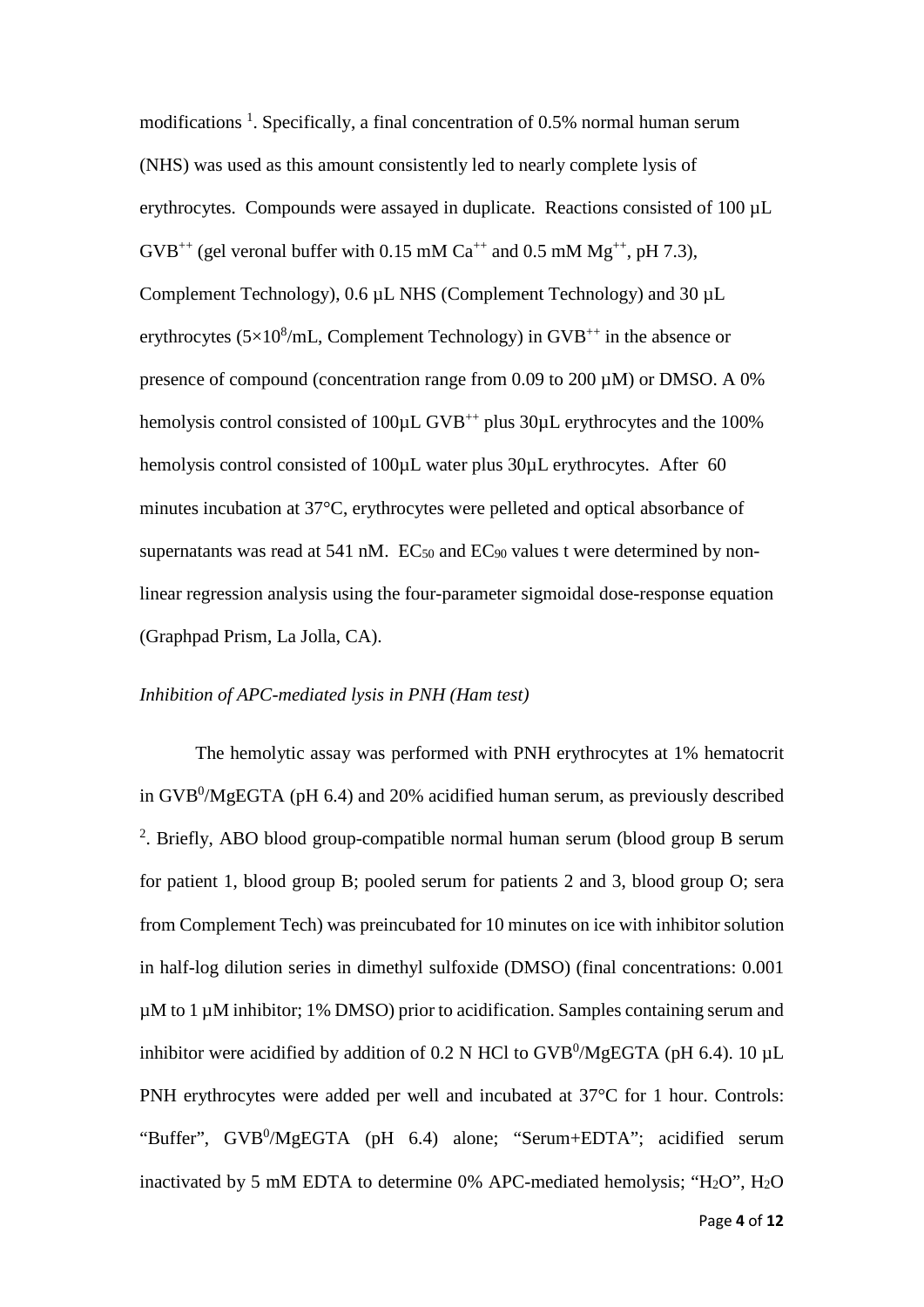modifications [1]. Specifically, a final concentration of 0.5% normal human serum (NHS) was used as this amount consistently led to nearly complete lysis of erythrocytes. Compounds were assayed in duplicate. Reactions consisted of 100 µL $GVB^{++}$ (gel veronal buffer with 0.15 mM $Ca^{++}$ and 0.5 mM $Mg^{++}$, pH 7.3), Complement Technology), 0.6 µL NHS (Complement Technology) and 30 µL erythrocytes ($5\times10^{8}$/mL, Complement Technology) in $GVB^{++}$ in the absence or presence of compound (concentration range from 0.09 to 200 µM) or DMSO. A 0% hemolysis control consisted of 100µL $GVB^{++}$ plus 30µL erythrocytes and the 100% hemolysis control consisted of 100µL water plus 30µL erythrocytes. After 60 minutes incubation at 37°C, erythrocytes were pelleted and optical absorbance of supernatants was read at 541 nM. $EC_{50}$ and $EC_{90}$ values t were determined by non-linear regression analysis using the four-parameter sigmoidal dose-response equation (Graphpad Prism, La Jolla, CA).

*Inhibition of APC-mediated lysis in PNH (Ham test)*

The hemolytic assay was performed with PNH erythrocytes at 1% hematocrit in $GVB^{0}$/MgEGTA (pH 6.4) and 20% acidified human serum, as previously described [2]. Briefly, ABO blood group-compatible normal human serum (blood group B serum for patient 1, blood group B; pooled serum for patients 2 and 3, blood group O; sera from Complement Tech) was preincubated for 10 minutes on ice with inhibitor solution in half-log dilution series in dimethyl sulfoxide (DMSO) (final concentrations: 0.001 µM to 1 µM inhibitor; 1% DMSO) prior to acidification. Samples containing serum and inhibitor were acidified by addition of 0.2 N HCl to $GVB^{0}$/MgEGTA (pH 6.4). 10 µL PNH erythrocytes were added per well and incubated at 37°C for 1 hour. Controls: "Buffer", $GVB^{0}$/MgEGTA (pH 6.4) alone; "Serum+EDTA"; acidified serum inactivated by 5 mM EDTA to determine 0% APC-mediated hemolysis; "$H_2O$", $H_2O$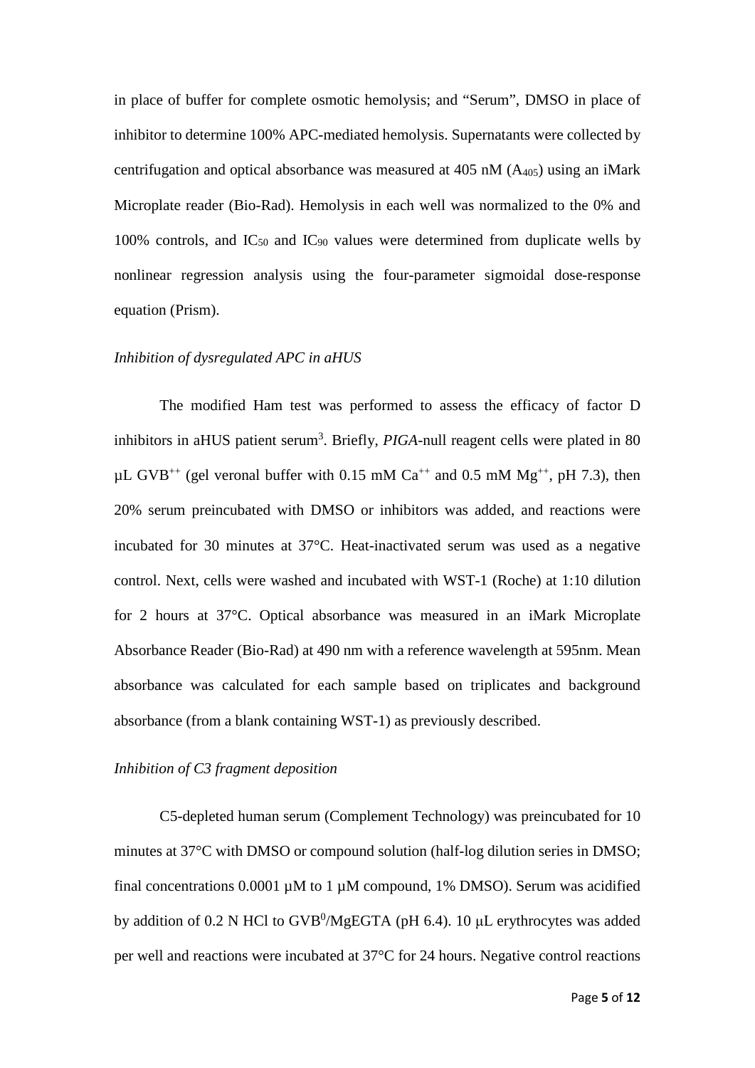in place of buffer for complete osmotic hemolysis; and "Serum", DMSO in place of inhibitor to determine 100% APC-mediated hemolysis. Supernatants were collected by centrifugation and optical absorbance was measured at 405 nM ($A_{405}$) using an iMark Microplate reader (Bio-Rad). Hemolysis in each well was normalized to the 0% and 100% controls, and $IC_{50}$ and $IC_{90}$ values were determined from duplicate wells by nonlinear regression analysis using the four-parameter sigmoidal dose-response equation (Prism).

*Inhibition of dysregulated APC in aHUS*

The modified Ham test was performed to assess the efficacy of factor D inhibitors in aHUS patient serum[3]. Briefly, *PIGA*-null reagent cells were plated in 80 µL $GVB^{++}$ (gel veronal buffer with 0.15 mM $Ca^{++}$ and 0.5 mM $Mg^{++}$, pH 7.3), then 20% serum preincubated with DMSO or inhibitors was added, and reactions were incubated for 30 minutes at 37°C. Heat-inactivated serum was used as a negative control. Next, cells were washed and incubated with WST-1 (Roche) at 1:10 dilution for 2 hours at 37°C. Optical absorbance was measured in an iMark Microplate Absorbance Reader (Bio-Rad) at 490 nm with a reference wavelength at 595nm. Mean absorbance was calculated for each sample based on triplicates and background absorbance (from a blank containing WST-1) as previously described.

*Inhibition of C3 fragment deposition*

C5-depleted human serum (Complement Technology) was preincubated for 10 minutes at 37°C with DMSO or compound solution (half-log dilution series in DMSO; final concentrations 0.0001 µM to 1 µM compound, 1% DMSO). Serum was acidified by addition of 0.2 N HCl to $GVB^0$/MgEGTA (pH 6.4). 10 µL erythrocytes was added per well and reactions were incubated at 37°C for 24 hours. Negative control reactions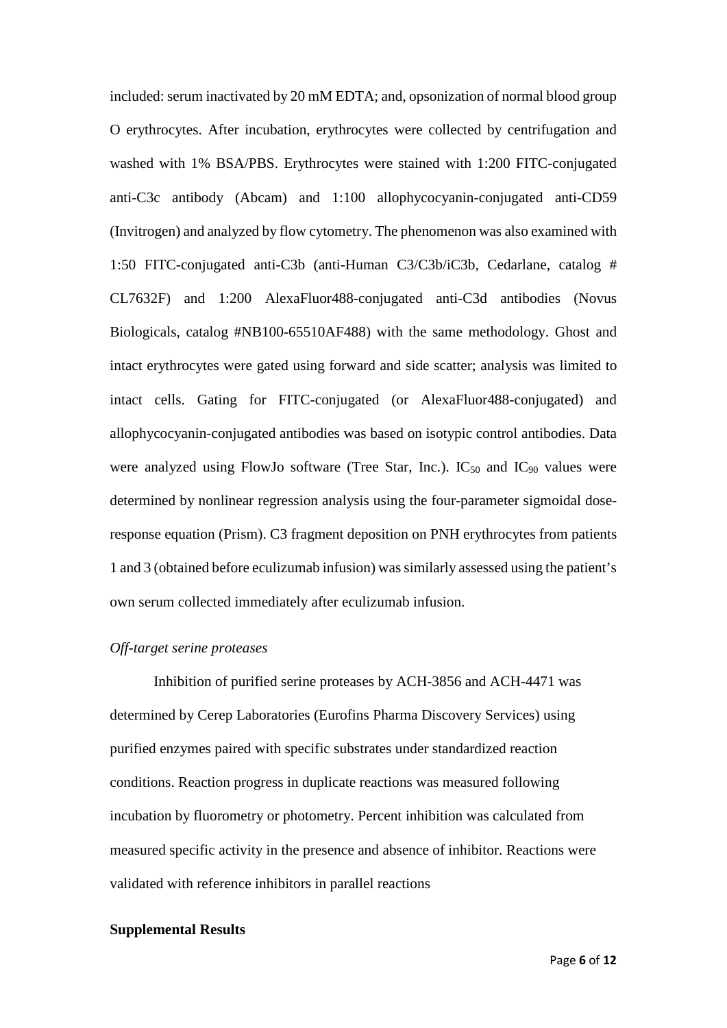included: serum inactivated by 20 mM EDTA; and, opsonization of normal blood group O erythrocytes. After incubation, erythrocytes were collected by centrifugation and washed with 1% BSA/PBS. Erythrocytes were stained with 1:200 FITC-conjugated anti-C3c antibody (Abcam) and 1:100 allophycocyanin-conjugated anti-CD59 (Invitrogen) and analyzed by flow cytometry. The phenomenon was also examined with 1:50 FITC-conjugated anti-C3b (anti-Human C3/C3b/iC3b, Cedarlane, catalog # CL7632F) and 1:200 AlexaFluor488-conjugated anti-C3d antibodies (Novus Biologicals, catalog #NB100-65510AF488) with the same methodology. Ghost and intact erythrocytes were gated using forward and side scatter; analysis was limited to intact cells. Gating for FITC-conjugated (or AlexaFluor488-conjugated) and allophycocyanin-conjugated antibodies was based on isotypic control antibodies. Data were analyzed using FlowJo software (Tree Star, Inc.). $IC_{50}$ and $IC_{90}$ values were determined by nonlinear regression analysis using the four-parameter sigmoidal dose-response equation (Prism). C3 fragment deposition on PNH erythrocytes from patients 1 and 3 (obtained before eculizumab infusion) was similarly assessed using the patient's own serum collected immediately after eculizumab infusion.

*Off-target serine proteases*

Inhibition of purified serine proteases by ACH-3856 and ACH-4471 was determined by Cerep Laboratories (Eurofins Pharma Discovery Services) using purified enzymes paired with specific substrates under standardized reaction conditions. Reaction progress in duplicate reactions was measured following incubation by fluorometry or photometry. Percent inhibition was calculated from measured specific activity in the presence and absence of inhibitor. Reactions were validated with reference inhibitors in parallel reactions

**Supplemental Results**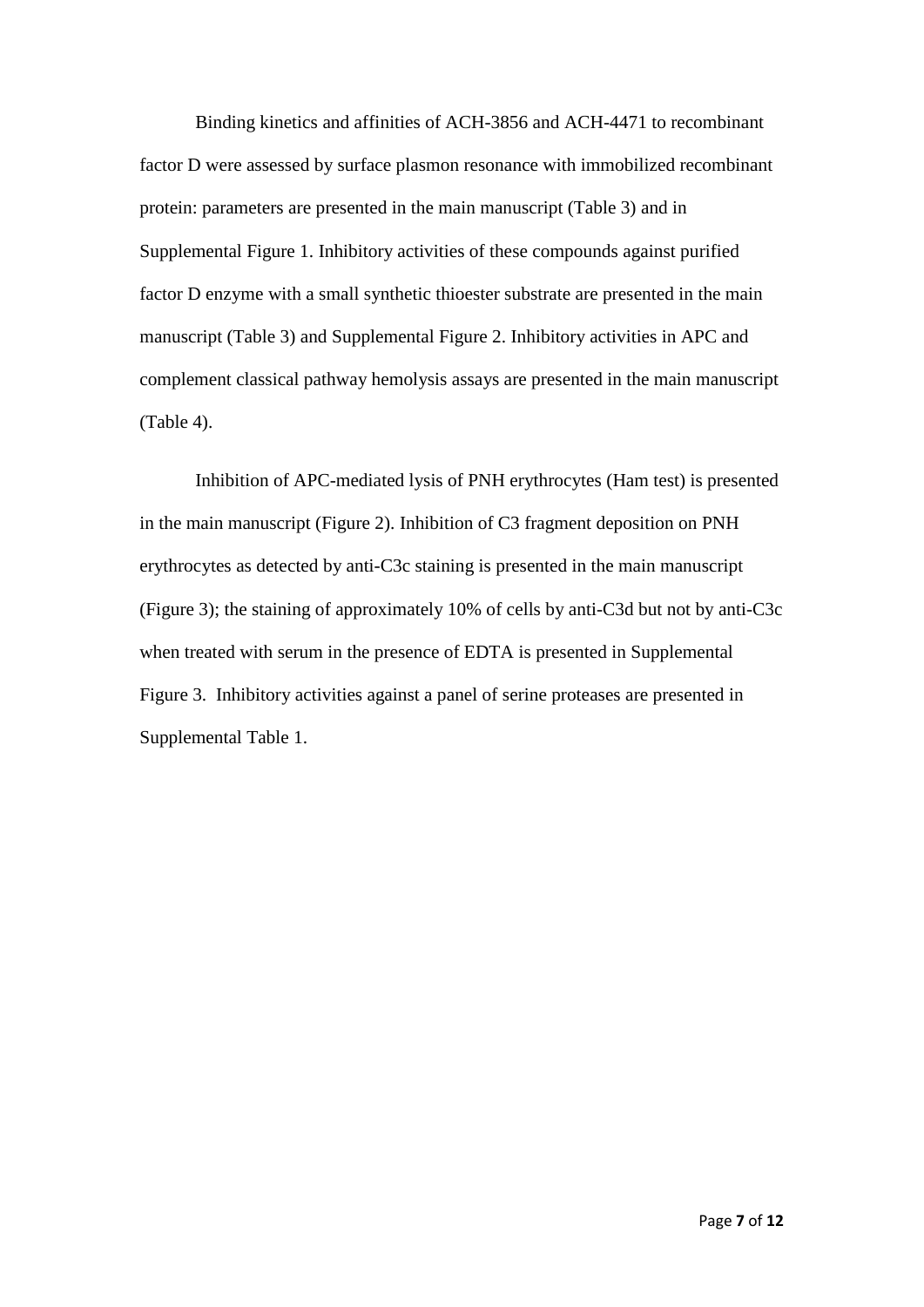Binding kinetics and affinities of ACH-3856 and ACH-4471 to recombinant factor D were assessed by surface plasmon resonance with immobilized recombinant protein: parameters are presented in the main manuscript (Table 3) and in Supplemental Figure 1. Inhibitory activities of these compounds against purified factor D enzyme with a small synthetic thioester substrate are presented in the main manuscript (Table 3) and Supplemental Figure 2. Inhibitory activities in APC and complement classical pathway hemolysis assays are presented in the main manuscript (Table 4).

Inhibition of APC-mediated lysis of PNH erythrocytes (Ham test) is presented in the main manuscript (Figure 2). Inhibition of C3 fragment deposition on PNH erythrocytes as detected by anti-C3c staining is presented in the main manuscript (Figure 3); the staining of approximately 10% of cells by anti-C3d but not by anti-C3c when treated with serum in the presence of EDTA is presented in Supplemental Figure 3. Inhibitory activities against a panel of serine proteases are presented in Supplemental Table 1.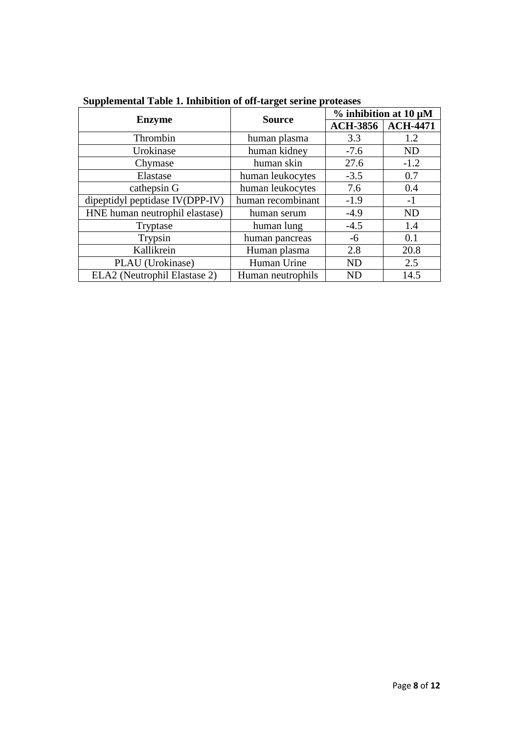**Supplemental Table 1. Inhibition of off-target serine proteases**

| Enzyme | Source | % inhibition at 10 µM | |
|---|---|---|---|
| | | **ACH-3856** | **ACH-4471** |
| Thrombin | human plasma | 3.3 | 1.2 |
| Urokinase | human kidney | -7.6 | ND |
| Chymase | human skin | 27.6 | -1.2 |
| Elastase | human leukocytes | -3.5 | 0.7 |
| cathepsin G | human leukocytes | 7.6 | 0.4 |
| dipeptidyl peptidase IV(DPP-IV) | human recombinant | -1.9 | -1 |
| HNE human neutrophil elastase) | human serum | -4.9 | ND |
| Tryptase | human lung | -4.5 | 1.4 |
| Trypsin | human pancreas | -6 | 0.1 |
| Kallikrein | Human plasma | 2.8 | 20.8 |
| PLAU (Urokinase) | Human Urine | ND | 2.5 |
| ELA2 (Neutrophil Elastase 2) | Human neutrophils | ND | 14.5 |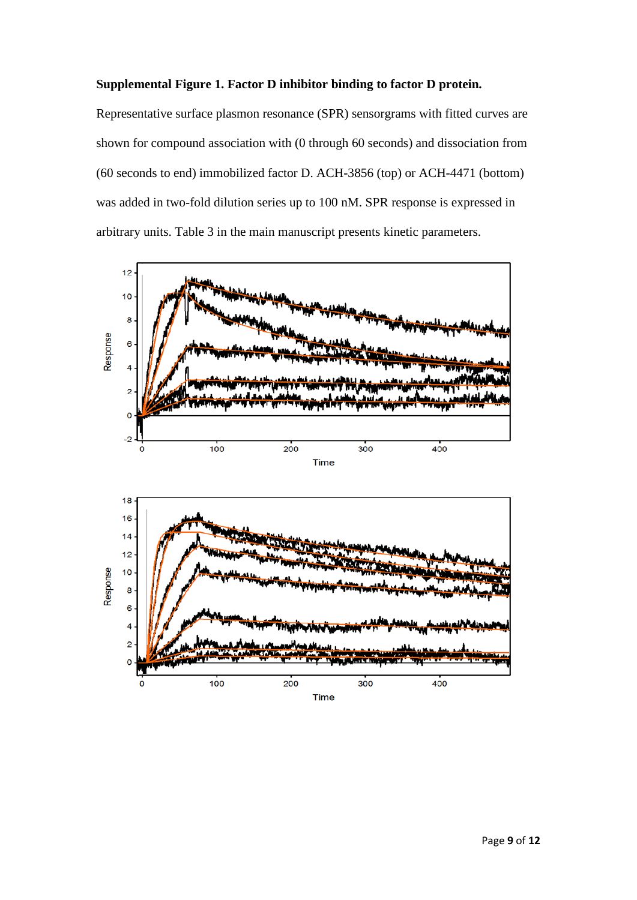**Supplemental Figure 1. Factor D inhibitor binding to factor D protein.**

Representative surface plasmon resonance (SPR) sensorgrams with fitted curves are shown for compound association with (0 through 60 seconds) and dissociation from (60 seconds to end) immobilized factor D. ACH-3856 (top) or ACH-4471 (bottom) was added in two-fold dilution series up to 100 nM. SPR response is expressed in arbitrary units. Table 3 in the main manuscript presents kinetic parameters.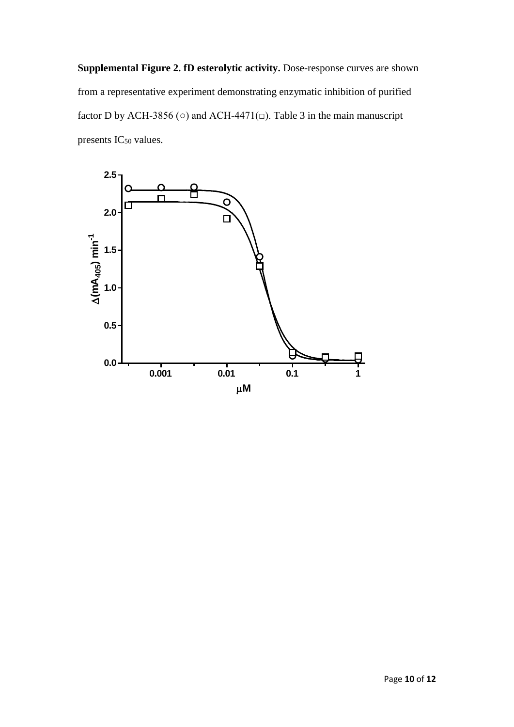**Supplemental Figure 2. fD esterolytic activity.** Dose-response curves are shown from a representative experiment demonstrating enzymatic inhibition of purified factor D by ACH-3856 (○) and ACH-4471(□). Table 3 in the main manuscript presents $IC_{50}$ values.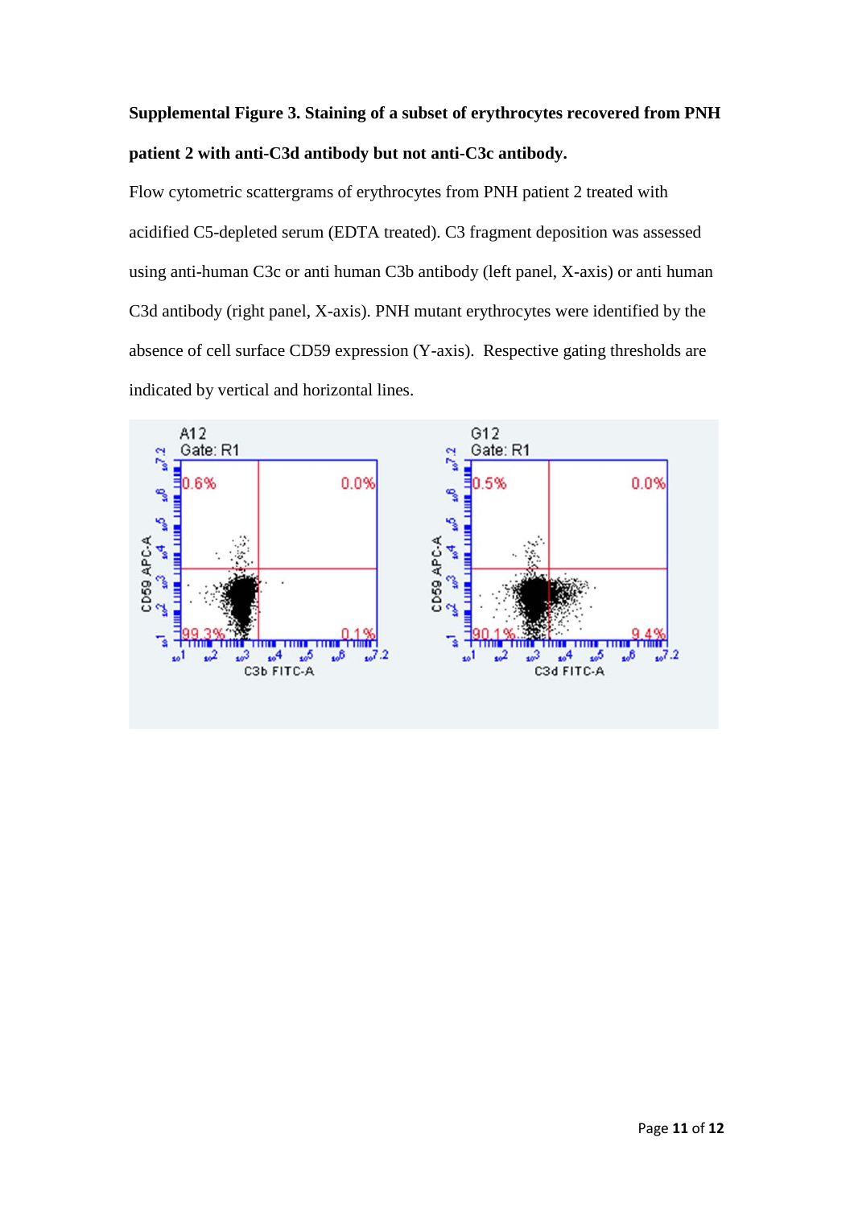**Supplemental Figure 3. Staining of a subset of erythrocytes recovered from PNH patient 2 with anti-C3d antibody but not anti-C3c antibody.**

Flow cytometric scattergrams of erythrocytes from PNH patient 2 treated with acidified C5-depleted serum (EDTA treated). C3 fragment deposition was assessed using anti-human C3c or anti human C3b antibody (left panel, X-axis) or anti human C3d antibody (right panel, X-axis). PNH mutant erythrocytes were identified by the absence of cell surface CD59 expression (Y-axis). Respective gating thresholds are indicated by vertical and horizontal lines.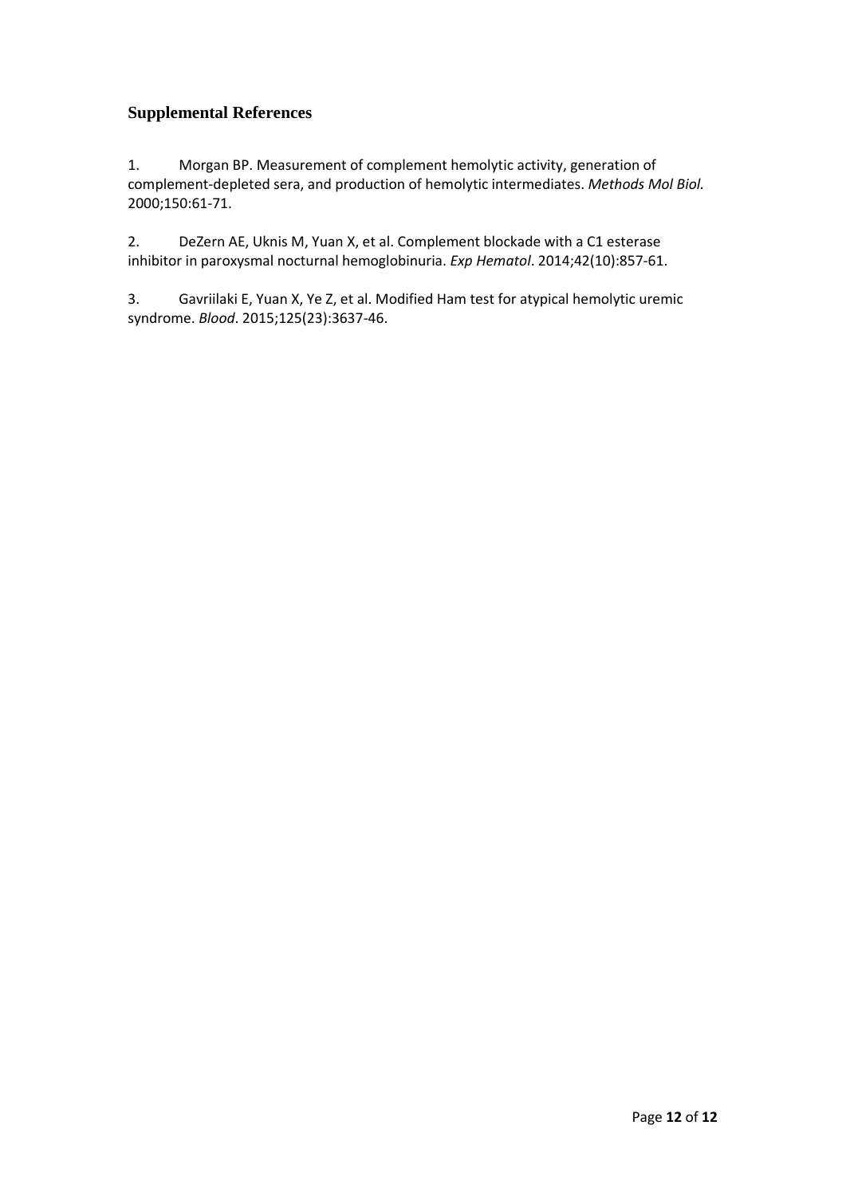## Supplemental References

1. Morgan BP. Measurement of complement hemolytic activity, generation of complement-depleted sera, and production of hemolytic intermediates. *Methods Mol Biol.* 2000;150:61-71.

2. DeZern AE, Uknis M, Yuan X, et al. Complement blockade with a C1 esterase inhibitor in paroxysmal nocturnal hemoglobinuria. *Exp Hematol*. 2014;42(10):857-61.

3. Gavriilaki E, Yuan X, Ye Z, et al. Modified Ham test for atypical hemolytic uremic syndrome. *Blood*. 2015;125(23):3637-46.